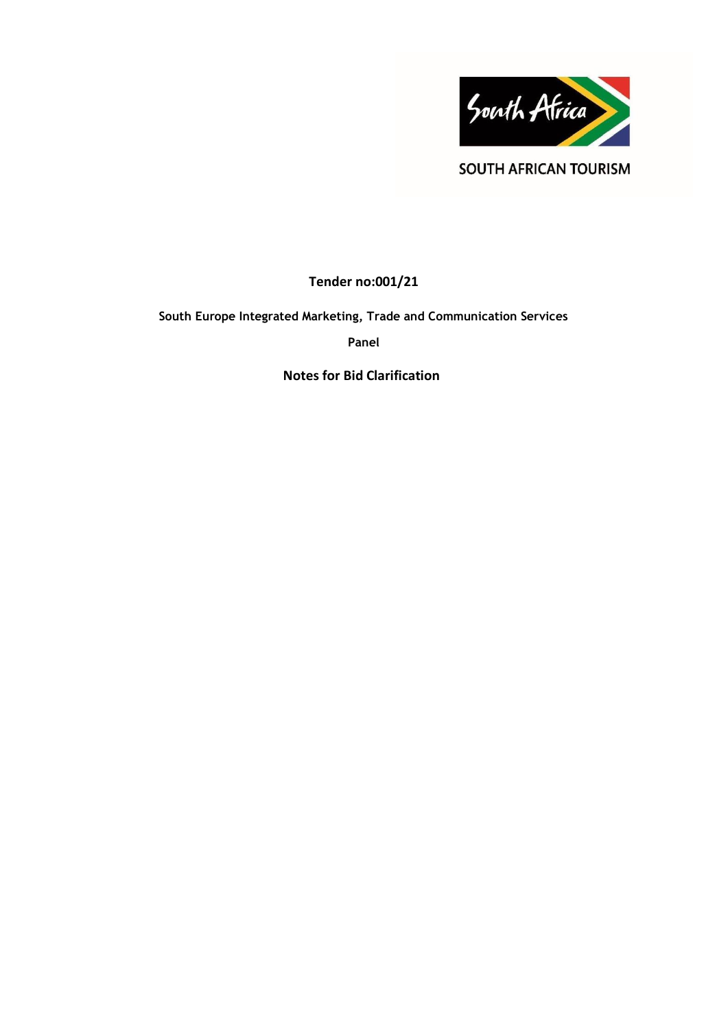SOUTH AFRICAN TOURISM

**Tender no:001/21**

**South Europe Integrated Marketing, Trade and Communication Services**

**Panel**

**Notes for Bid Clarification**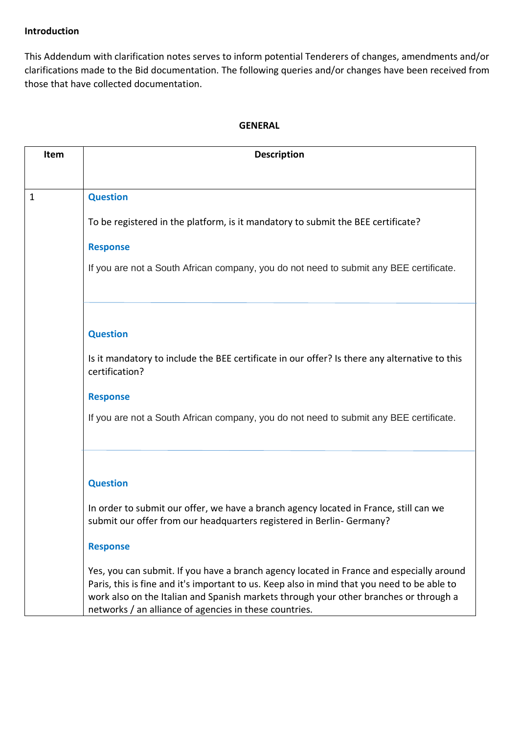**Introduction**

This Addendum with clarification notes serves to inform potential Tenderers of changes, amendments and/or clarifications made to the Bid documentation. The following queries and/or changes have been received from those that have collected documentation.

**GENERAL**

| Item | Description |
| --- | --- |
| 1 | **Question**<br><br>To be registered in the platform, is it mandatory to submit the BEE certificate?<br><br>**Response**<br><br>If you are not a South African company, you do not need to submit any BEE certificate. |
| | **Question**<br><br>Is it mandatory to include the BEE certificate in our offer? Is there any alternative to this certification?<br><br>**Response**<br><br>If you are not a South African company, you do not need to submit any BEE certificate. |
| | **Question**<br><br>In order to submit our offer, we have a branch agency located in France, still can we submit our offer from our headquarters registered in Berlin- Germany?<br><br>**Response**<br><br>Yes, you can submit. If you have a branch agency located in France and especially around Paris, this is fine and it's important to us. Keep also in mind that you need to be able to work also on the Italian and Spanish markets through your other branches or through a networks / an alliance of agencies in these countries. |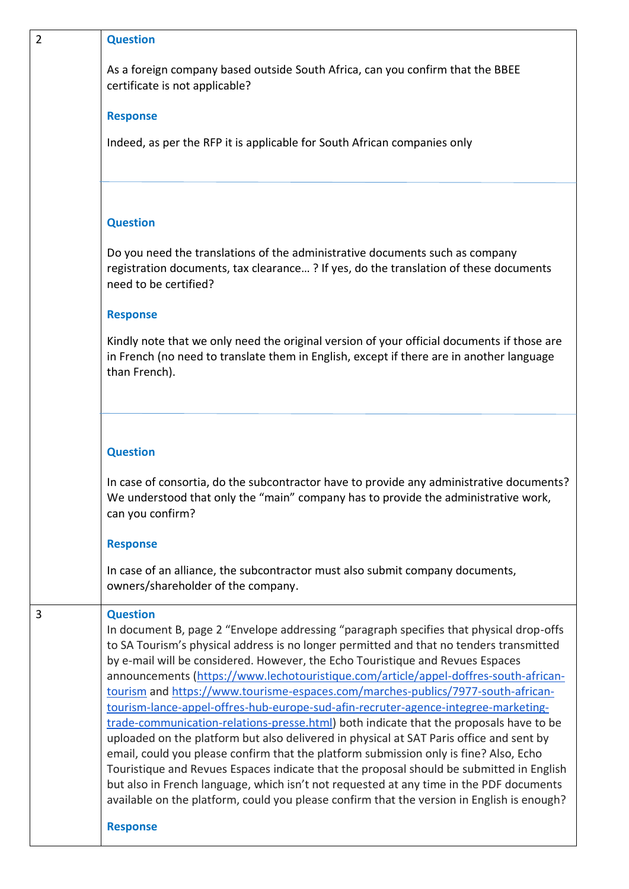| | |
|---|---|
| 2 | **Question**<br><br>As a foreign company based outside South Africa, can you confirm that the BBEE certificate is not applicable?<br><br>**Response**<br><br>Indeed, as per the RFP it is applicable for South African companies only<br><br>**Question**<br><br>Do you need the translations of the administrative documents such as company registration documents, tax clearance… ? If yes, do the translation of these documents need to be certified?<br><br>**Response**<br><br>Kindly note that we only need the original version of your official documents if those are in French (no need to translate them in English, except if there are in another language than French).<br><br>**Question**<br><br>In case of consortia, do the subcontractor have to provide any administrative documents? We understood that only the "main" company has to provide the administrative work, can you confirm?<br><br>**Response**<br><br>In case of an alliance, the subcontractor must also submit company documents, owners/shareholder of the company. |
| 3 | **Question**<br>In document B, page 2 "Envelope addressing "paragraph specifies that physical drop-offs to SA Tourism's physical address is no longer permitted and that no tenders transmitted by e-mail will be considered. However, the Echo Touristique and Revues Espaces announcements (https://www.lechotouristique.com/article/appel-doffres-south-african-tourism and https://www.tourisme-espaces.com/marches-publics/7977-south-african-tourism-lance-appel-offres-hub-europe-sud-afin-recruter-agence-integree-marketing-trade-communication-relations-presse.html) both indicate that the proposals have to be uploaded on the platform but also delivered in physical at SAT Paris office and sent by email, could you please confirm that the platform submission only is fine? Also, Echo Touristique and Revues Espaces indicate that the proposal should be submitted in English but also in French language, which isn't not requested at any time in the PDF documents available on the platform, could you please confirm that the version in English is enough?<br><br>**Response** |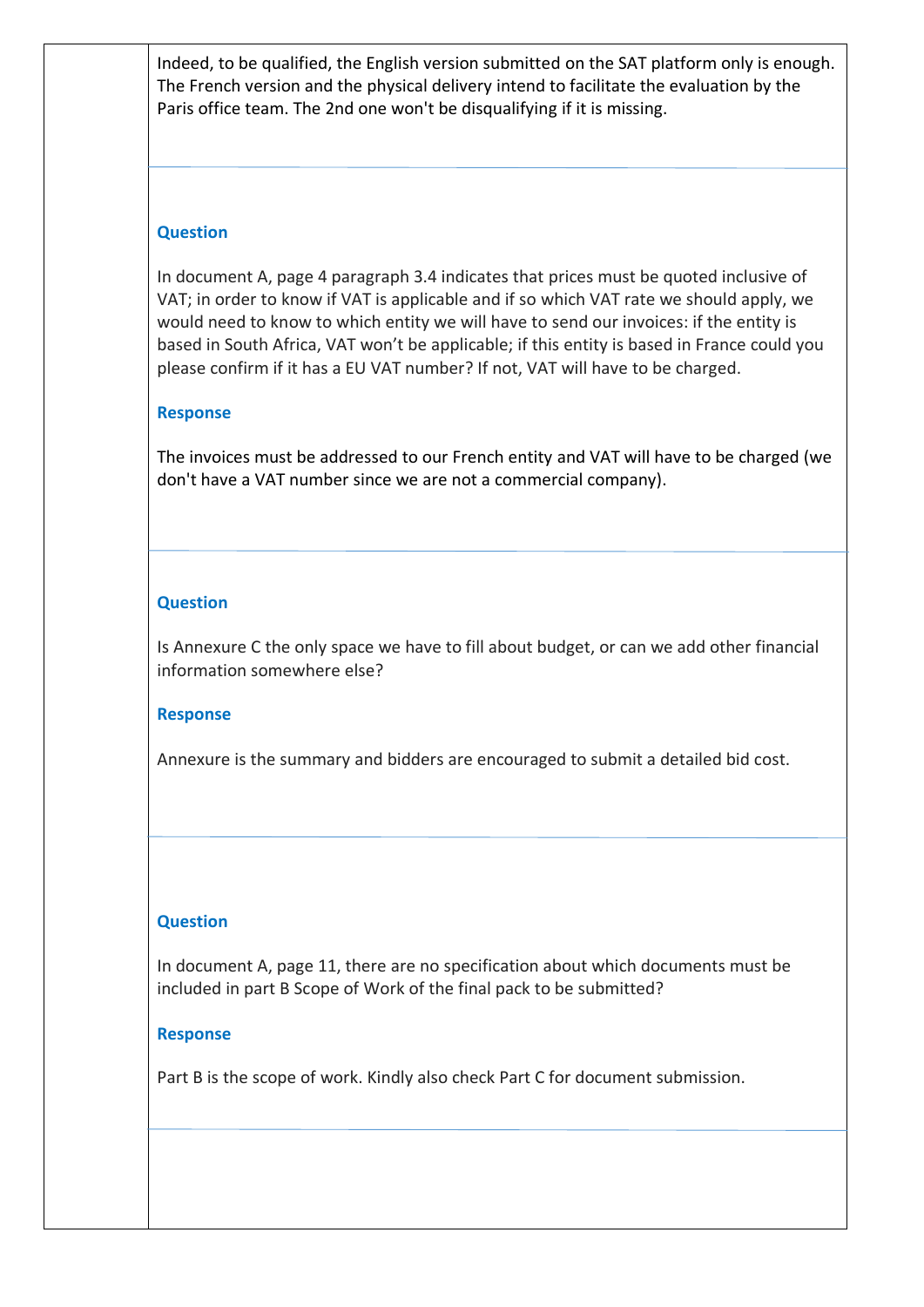Indeed, to be qualified, the English version submitted on the SAT platform only is enough. The French version and the physical delivery intend to facilitate the evaluation by the Paris office team. The 2nd one won't be disqualifying if it is missing.

**Question**

In document A, page 4 paragraph 3.4 indicates that prices must be quoted inclusive of VAT; in order to know if VAT is applicable and if so which VAT rate we should apply, we would need to know to which entity we will have to send our invoices: if the entity is based in South Africa, VAT won't be applicable; if this entity is based in France could you please confirm if it has a EU VAT number? If not, VAT will have to be charged.

**Response**

The invoices must be addressed to our French entity and VAT will have to be charged (we don't have a VAT number since we are not a commercial company).

**Question**

Is Annexure C the only space we have to fill about budget, or can we add other financial information somewhere else?

**Response**

Annexure is the summary and bidders are encouraged to submit a detailed bid cost.

**Question**

In document A, page 11, there are no specification about which documents must be included in part B Scope of Work of the final pack to be submitted?

**Response**

Part B is the scope of work. Kindly also check Part C for document submission.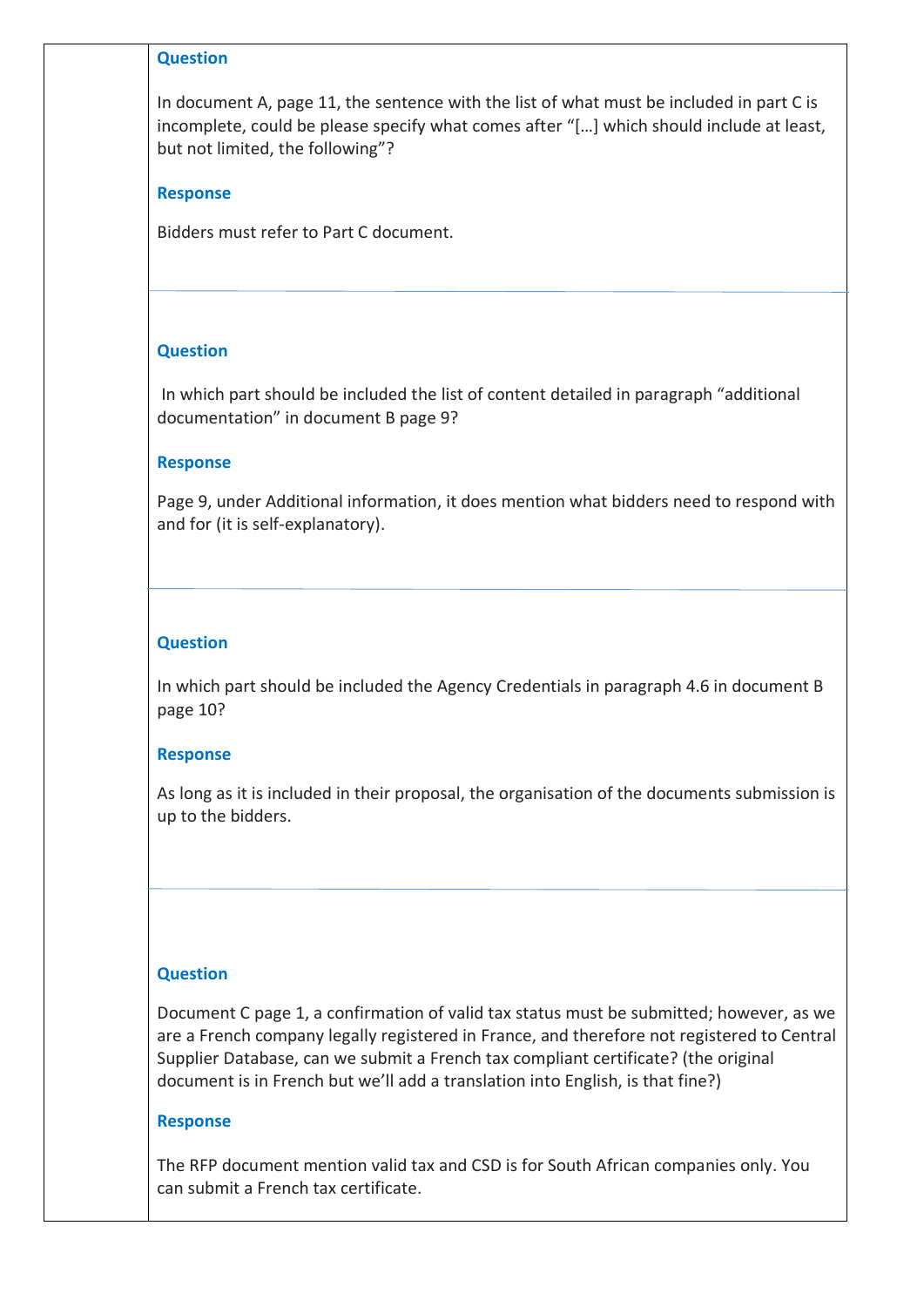**Question**

In document A, page 11, the sentence with the list of what must be included in part C is incomplete, could be please specify what comes after "[…] which should include at least, but not limited, the following"?

**Response**

Bidders must refer to Part C document.

---

**Question**

In which part should be included the list of content detailed in paragraph "additional documentation" in document B page 9?

**Response**

Page 9, under Additional information, it does mention what bidders need to respond with and for (it is self-explanatory).

---

**Question**

In which part should be included the Agency Credentials in paragraph 4.6 in document B page 10?

**Response**

As long as it is included in their proposal, the organisation of the documents submission is up to the bidders.

---

**Question**

Document C page 1, a confirmation of valid tax status must be submitted; however, as we are a French company legally registered in France, and therefore not registered to Central Supplier Database, can we submit a French tax compliant certificate? (the original document is in French but we'll add a translation into English, is that fine?)

**Response**

The RFP document mention valid tax and CSD is for South African companies only. You can submit a French tax certificate.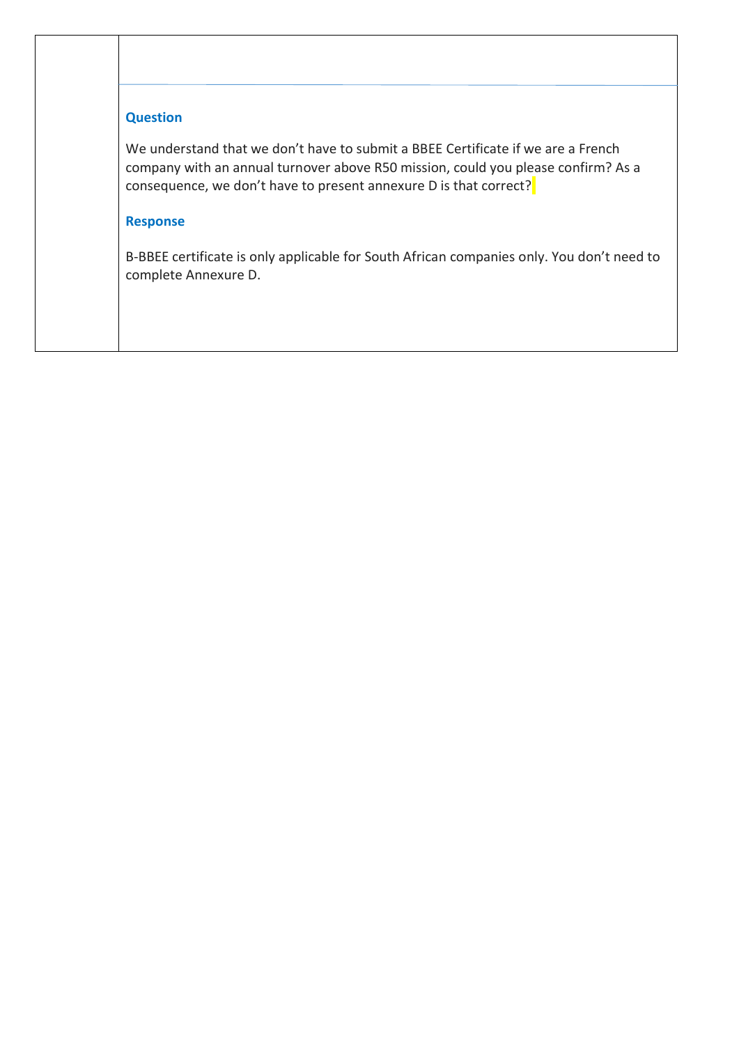**Question**

We understand that we don't have to submit a BBEE Certificate if we are a French company with an annual turnover above R50 mission, could you please confirm? As a consequence, we don't have to present annexure D is that correct?

**Response**

B-BBEE certificate is only applicable for South African companies only. You don't need to complete Annexure D.